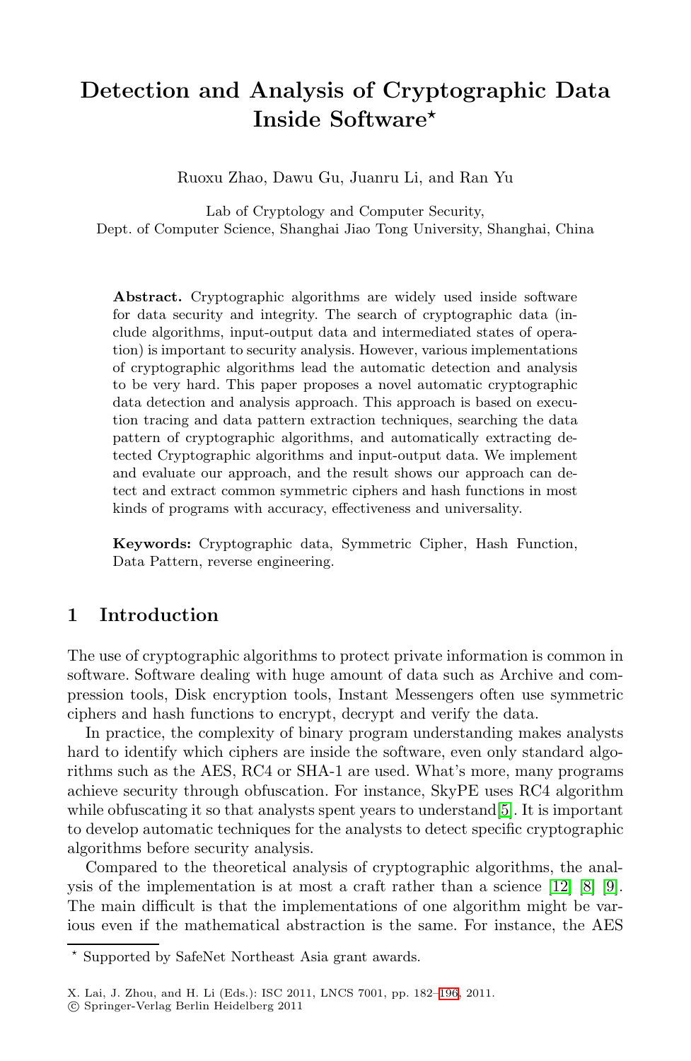# Detection and Analysis of Cryptographic Data Inside Software*

Ruoxu Zhao, Dawu Gu, Juanru Li, and Ran Yu

Lab of Cryptology and Computer Security,
Dept. of Computer Science, Shanghai Jiao Tong University, Shanghai, China

**Abstract.** Cryptographic algorithms are widely used inside software for data security and integrity. The search of cryptographic data (include algorithms, input-output data and intermediated states of operation) is important to security analysis. However, various implementations of cryptographic algorithms lead the automatic detection and analysis to be very hard. This paper proposes a novel automatic cryptographic data detection and analysis approach. This approach is based on execution tracing and data pattern extraction techniques, searching the data pattern of cryptographic algorithms, and automatically extracting detected Cryptographic algorithms and input-output data. We implement and evaluate our approach, and the result shows our approach can detect and extract common symmetric ciphers and hash functions in most kinds of programs with accuracy, effectiveness and universality.

**Keywords:** Cryptographic data, Symmetric Cipher, Hash Function, Data Pattern, reverse engineering.

## 1 Introduction

The use of cryptographic algorithms to protect private information is common in software. Software dealing with huge amount of data such as Archive and compression tools, Disk encryption tools, Instant Messengers often use symmetric ciphers and hash functions to encrypt, decrypt and verify the data.

In practice, the complexity of binary program understanding makes analysts hard to identify which ciphers are inside the software, even only standard algorithms such as the AES, RC4 or SHA-1 are used. What's more, many programs achieve security through obfuscation. For instance, SkyPE uses RC4 algorithm while obfuscating it so that analysts spent years to understand[5]. It is important to develop automatic techniques for the analysts to detect specific cryptographic algorithms before security analysis.

Compared to the theoretical analysis of cryptographic algorithms, the analysis of the implementation is at most a craft rather than a science [12] [8] [9]. The main difficult is that the implementations of one algorithm might be various even if the mathematical abstraction is the same. For instance, the AES

* Supported by SafeNet Northeast Asia grant awards.

X. Lai, J. Zhou, and H. Li (Eds.): ISC 2011, LNCS 7001, pp. 182–196, 2011.
© Springer-Verlag Berlin Heidelberg 2011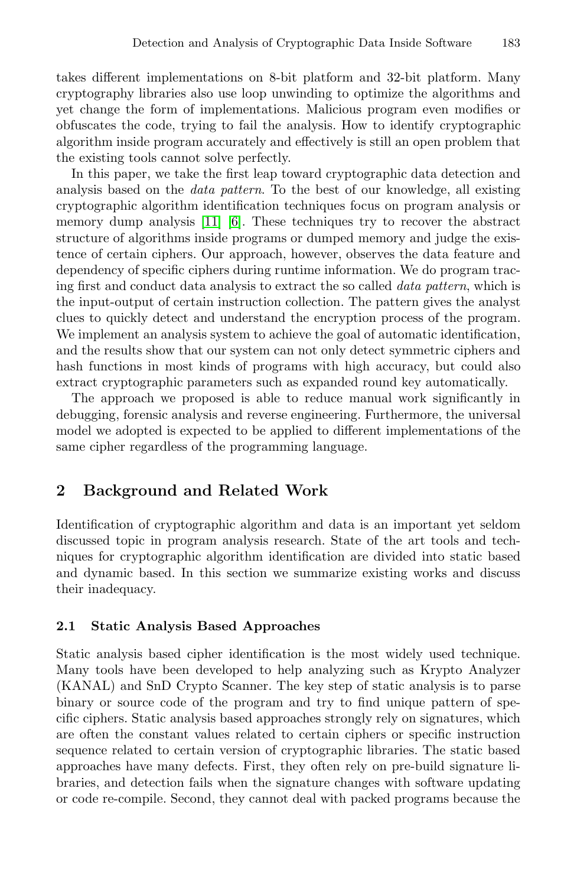takes different implementations on 8-bit platform and 32-bit platform. Many cryptography libraries also use loop unwinding to optimize the algorithms and yet change the form of implementations. Malicious program even modifies or obfuscates the code, trying to fail the analysis. How to identify cryptographic algorithm inside program accurately and effectively is still an open problem that the existing tools cannot solve perfectly.

In this paper, we take the first leap toward cryptographic data detection and analysis based on the *data pattern*. To the best of our knowledge, all existing cryptographic algorithm identification techniques focus on program analysis or memory dump analysis [11] [6]. These techniques try to recover the abstract structure of algorithms inside programs or dumped memory and judge the existence of certain ciphers. Our approach, however, observes the data feature and dependency of specific ciphers during runtime information. We do program tracing first and conduct data analysis to extract the so called *data pattern*, which is the input-output of certain instruction collection. The pattern gives the analyst clues to quickly detect and understand the encryption process of the program. We implement an analysis system to achieve the goal of automatic identification, and the results show that our system can not only detect symmetric ciphers and hash functions in most kinds of programs with high accuracy, but could also extract cryptographic parameters such as expanded round key automatically.

The approach we proposed is able to reduce manual work significantly in debugging, forensic analysis and reverse engineering. Furthermore, the universal model we adopted is expected to be applied to different implementations of the same cipher regardless of the programming language.

## 2 Background and Related Work

Identification of cryptographic algorithm and data is an important yet seldom discussed topic in program analysis research. State of the art tools and techniques for cryptographic algorithm identification are divided into static based and dynamic based. In this section we summarize existing works and discuss their inadequacy.

### 2.1 Static Analysis Based Approaches

Static analysis based cipher identification is the most widely used technique. Many tools have been developed to help analyzing such as Krypto Analyzer (KANAL) and SnD Crypto Scanner. The key step of static analysis is to parse binary or source code of the program and try to find unique pattern of specific ciphers. Static analysis based approaches strongly rely on signatures, which are often the constant values related to certain ciphers or specific instruction sequence related to certain version of cryptographic libraries. The static based approaches have many defects. First, they often rely on pre-build signature libraries, and detection fails when the signature changes with software updating or code re-compile. Second, they cannot deal with packed programs because the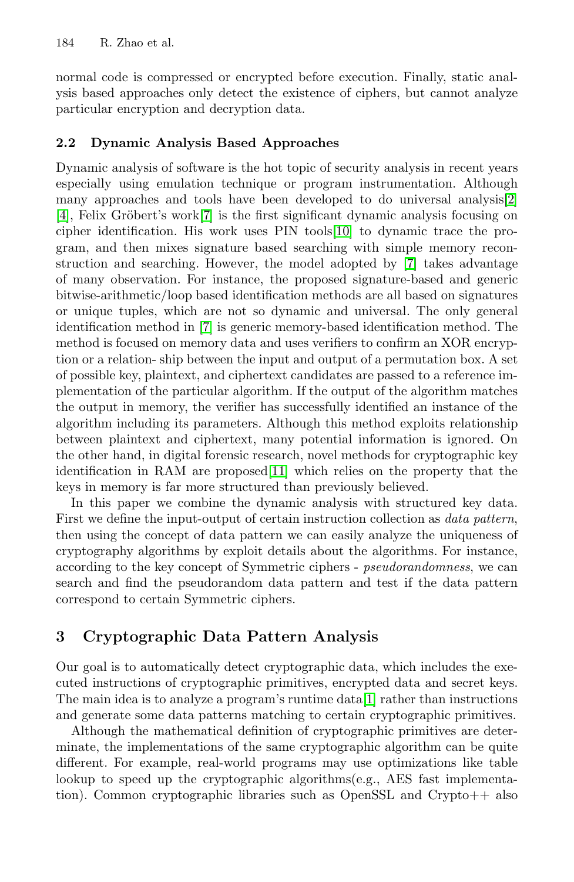normal code is compressed or encrypted before execution. Finally, static analysis based approaches only detect the existence of ciphers, but cannot analyze particular encryption and decryption data.

### 2.2 Dynamic Analysis Based Approaches

Dynamic analysis of software is the hot topic of security analysis in recent years especially using emulation technique or program instrumentation. Although many approaches and tools have been developed to do universal analysis[2] [4], Felix Gröbert's work[7] is the first significant dynamic analysis focusing on cipher identification. His work uses PIN tools[10] to dynamic trace the program, and then mixes signature based searching with simple memory reconstruction and searching. However, the model adopted by [7] takes advantage of many observation. For instance, the proposed signature-based and generic bitwise-arithmetic/loop based identification methods are all based on signatures or unique tuples, which are not so dynamic and universal. The only general identification method in [7] is generic memory-based identification method. The method is focused on memory data and uses verifiers to confirm an XOR encryption or a relation- ship between the input and output of a permutation box. A set of possible key, plaintext, and ciphertext candidates are passed to a reference implementation of the particular algorithm. If the output of the algorithm matches the output in memory, the verifier has successfully identified an instance of the algorithm including its parameters. Although this method exploits relationship between plaintext and ciphertext, many potential information is ignored. On the other hand, in digital forensic research, novel methods for cryptographic key identification in RAM are proposed[11] which relies on the property that the keys in memory is far more structured than previously believed.

In this paper we combine the dynamic analysis with structured key data. First we define the input-output of certain instruction collection as *data pattern*, then using the concept of data pattern we can easily analyze the uniqueness of cryptography algorithms by exploit details about the algorithms. For instance, according to the key concept of Symmetric ciphers - *pseudorandomness*, we can search and find the pseudorandom data pattern and test if the data pattern correspond to certain Symmetric ciphers.

## 3 Cryptographic Data Pattern Analysis

Our goal is to automatically detect cryptographic data, which includes the executed instructions of cryptographic primitives, encrypted data and secret keys. The main idea is to analyze a program's runtime data[1] rather than instructions and generate some data patterns matching to certain cryptographic primitives.

Although the mathematical definition of cryptographic primitives are determinate, the implementations of the same cryptographic algorithm can be quite different. For example, real-world programs may use optimizations like table lookup to speed up the cryptographic algorithms(e.g., AES fast implementation). Common cryptographic libraries such as OpenSSL and Crypto++ also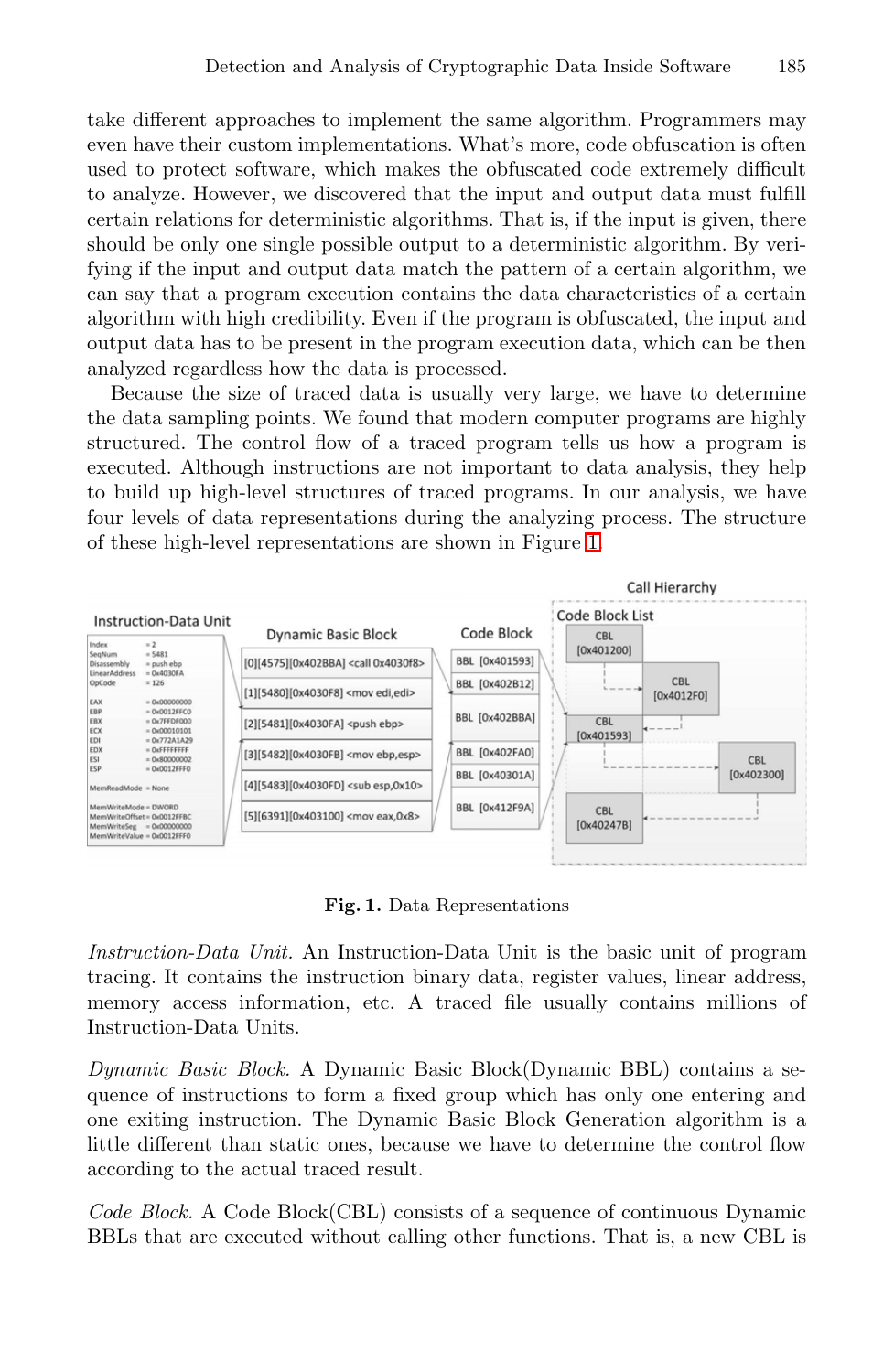take different approaches to implement the same algorithm. Programmers may even have their custom implementations. What's more, code obfuscation is often used to protect software, which makes the obfuscated code extremely difficult to analyze. However, we discovered that the input and output data must fulfill certain relations for deterministic algorithms. That is, if the input is given, there should be only one single possible output to a deterministic algorithm. By verifying if the input and output data match the pattern of a certain algorithm, we can say that a program execution contains the data characteristics of a certain algorithm with high credibility. Even if the program is obfuscated, the input and output data has to be present in the program execution data, which can be then analyzed regardless how the data is processed.

Because the size of traced data is usually very large, we have to determine the data sampling points. We found that modern computer programs are highly structured. The control flow of a traced program tells us how a program is executed. Although instructions are not important to data analysis, they help to build up high-level structures of traced programs. In our analysis, we have four levels of data representations during the analyzing process. The structure of these high-level representations are shown in Figure 1.

**Fig. 1.** Data Representations

*Instruction-Data Unit.* An Instruction-Data Unit is the basic unit of program tracing. It contains the instruction binary data, register values, linear address, memory access information, etc. A traced file usually contains millions of Instruction-Data Units.

*Dynamic Basic Block.* A Dynamic Basic Block(Dynamic BBL) contains a sequence of instructions to form a fixed group which has only one entering and one exiting instruction. The Dynamic Basic Block Generation algorithm is a little different than static ones, because we have to determine the control flow according to the actual traced result.

*Code Block.* A Code Block(CBL) consists of a sequence of continuous Dynamic BBLs that are executed without calling other functions. That is, a new CBL is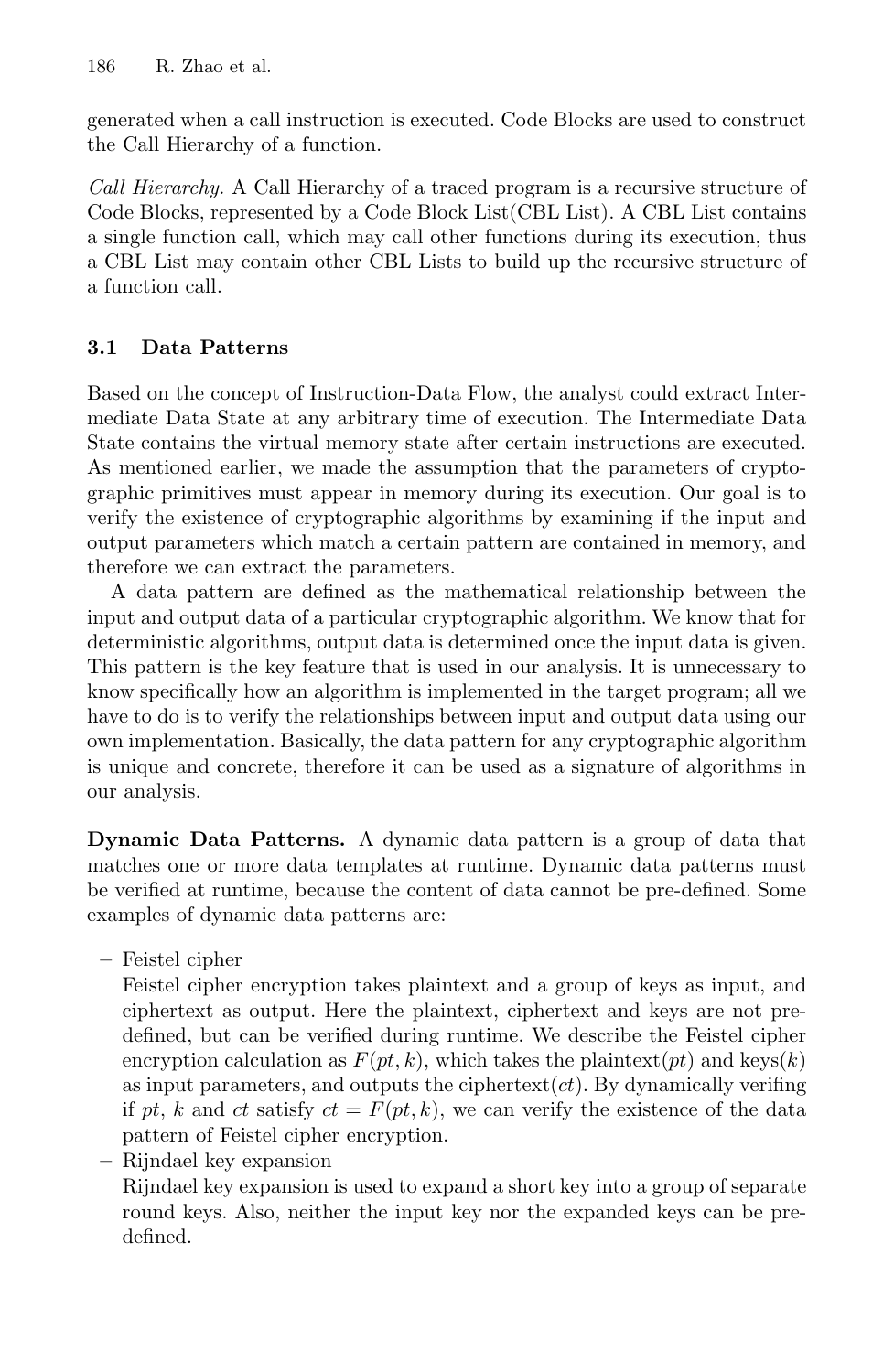generated when a call instruction is executed. Code Blocks are used to construct the Call Hierarchy of a function.

*Call Hierarchy.* A Call Hierarchy of a traced program is a recursive structure of Code Blocks, represented by a Code Block List(CBL List). A CBL List contains a single function call, which may call other functions during its execution, thus a CBL List may contain other CBL Lists to build up the recursive structure of a function call.

### 3.1 Data Patterns

Based on the concept of Instruction-Data Flow, the analyst could extract Intermediate Data State at any arbitrary time of execution. The Intermediate Data State contains the virtual memory state after certain instructions are executed. As mentioned earlier, we made the assumption that the parameters of cryptographic primitives must appear in memory during its execution. Our goal is to verify the existence of cryptographic algorithms by examining if the input and output parameters which match a certain pattern are contained in memory, and therefore we can extract the parameters.

A data pattern are defined as the mathematical relationship between the input and output data of a particular cryptographic algorithm. We know that for deterministic algorithms, output data is determined once the input data is given. This pattern is the key feature that is used in our analysis. It is unnecessary to know specifically how an algorithm is implemented in the target program; all we have to do is to verify the relationships between input and output data using our own implementation. Basically, the data pattern for any cryptographic algorithm is unique and concrete, therefore it can be used as a signature of algorithms in our analysis.

**Dynamic Data Patterns.** A dynamic data pattern is a group of data that matches one or more data templates at runtime. Dynamic data patterns must be verified at runtime, because the content of data cannot be pre-defined. Some examples of dynamic data patterns are:

- Feistel cipher
  Feistel cipher encryption takes plaintext and a group of keys as input, and ciphertext as output. Here the plaintext, ciphertext and keys are not pre-defined, but can be verified during runtime. We describe the Feistel cipher encryption calculation as $F(pt, k)$, which takes the plaintext($pt$) and keys($k$) as input parameters, and outputs the ciphertext($ct$). By dynamically verifing if $pt$, $k$ and $ct$ satisfy $ct = F(pt, k)$, we can verify the existence of the data pattern of Feistel cipher encryption.
- Rijndael key expansion
  Rijndael key expansion is used to expand a short key into a group of separate round keys. Also, neither the input key nor the expanded keys can be pre-defined.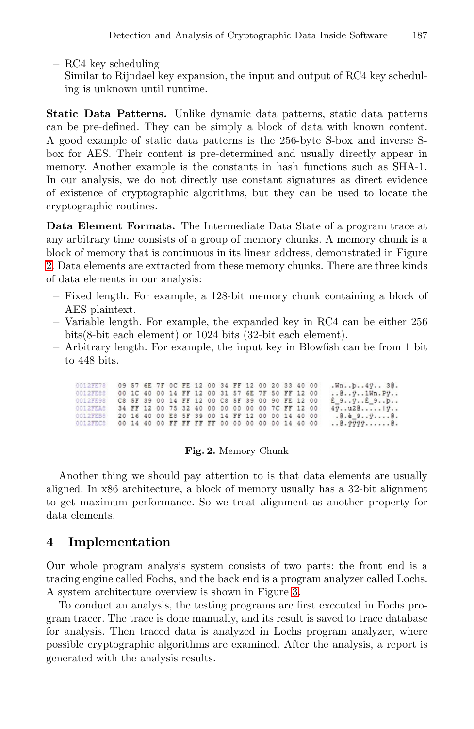– RC4 key scheduling
  Similar to Rijndael key expansion, the input and output of RC4 key scheduling is unknown until runtime.

**Static Data Patterns.** Unlike dynamic data patterns, static data patterns can be pre-defined. They can be simply a block of data with known content. A good example of static data patterns is the 256-byte S-box and inverse S-box for AES. Their content is pre-determined and usually directly appear in memory. Another example is the constants in hash functions such as SHA-1. In our analysis, we do not directly use constant signatures as direct evidence of existence of cryptographic algorithms, but they can be used to locate the cryptographic routines.

**Data Element Formats.** The Intermediate Data State of a program trace at any arbitrary time consists of a group of memory chunks. A memory chunk is a block of memory that is continuous in its linear address, demonstrated in Figure 2. Data elements are extracted from these memory chunks. There are three kinds of data elements in our analysis:

– Fixed length. For example, a 128-bit memory chunk containing a block of AES plaintext.
– Variable length. For example, the expanded key in RC4 can be either 256 bits(8-bit each element) or 1024 bits (32-bit each element).
– Arbitrary length. For example, the input key in Blowfish can be from 1 bit to 448 bits.

```
0012FE78  09 57 6E 7F 0C FE 12 00 34 FF 12 00 20 33 40 00  .Wn..þ..4ÿ.. 3@.
0012FE88  00 1C 40 00 14 FF 12 00 31 57 6E 7F 50 FF 12 00  ..@..ÿ..1Wn.Pÿ..
0012FE98  C8 5F 39 00 14 FF 12 00 C8 5F 39 00 90 FE 12 00  È_9..ÿ..È_9..þ..
0012FEA8  34 FF 12 00 75 32 40 00 00 00 00 00 7C FF 12 00  4ÿ..u2@.....|ÿ..
0012FEB8  20 16 40 00 E8 5F 39 00 14 FF 12 00 00 14 40 00   .@.è_9..ÿ....@.
0012FEC8  00 14 40 00 FF FF FF FF 00 00 00 00 00 14 40 00  ..@.ÿÿÿÿ......@.
```

**Fig. 2.** Memory Chunk

Another thing we should pay attention to is that data elements are usually aligned. In x86 architecture, a block of memory usually has a 32-bit alignment to get maximum performance. So we treat alignment as another property for data elements.

## 4 Implementation

Our whole program analysis system consists of two parts: the front end is a tracing engine called Fochs, and the back end is a program analyzer called Lochs. A system architecture overview is shown in Figure 3.

To conduct an analysis, the testing programs are first executed in Fochs program tracer. The trace is done manually, and its result is saved to trace database for analysis. Then traced data is analyzed in Lochs program analyzer, where possible cryptographic algorithms are examined. After the analysis, a report is generated with the analysis results.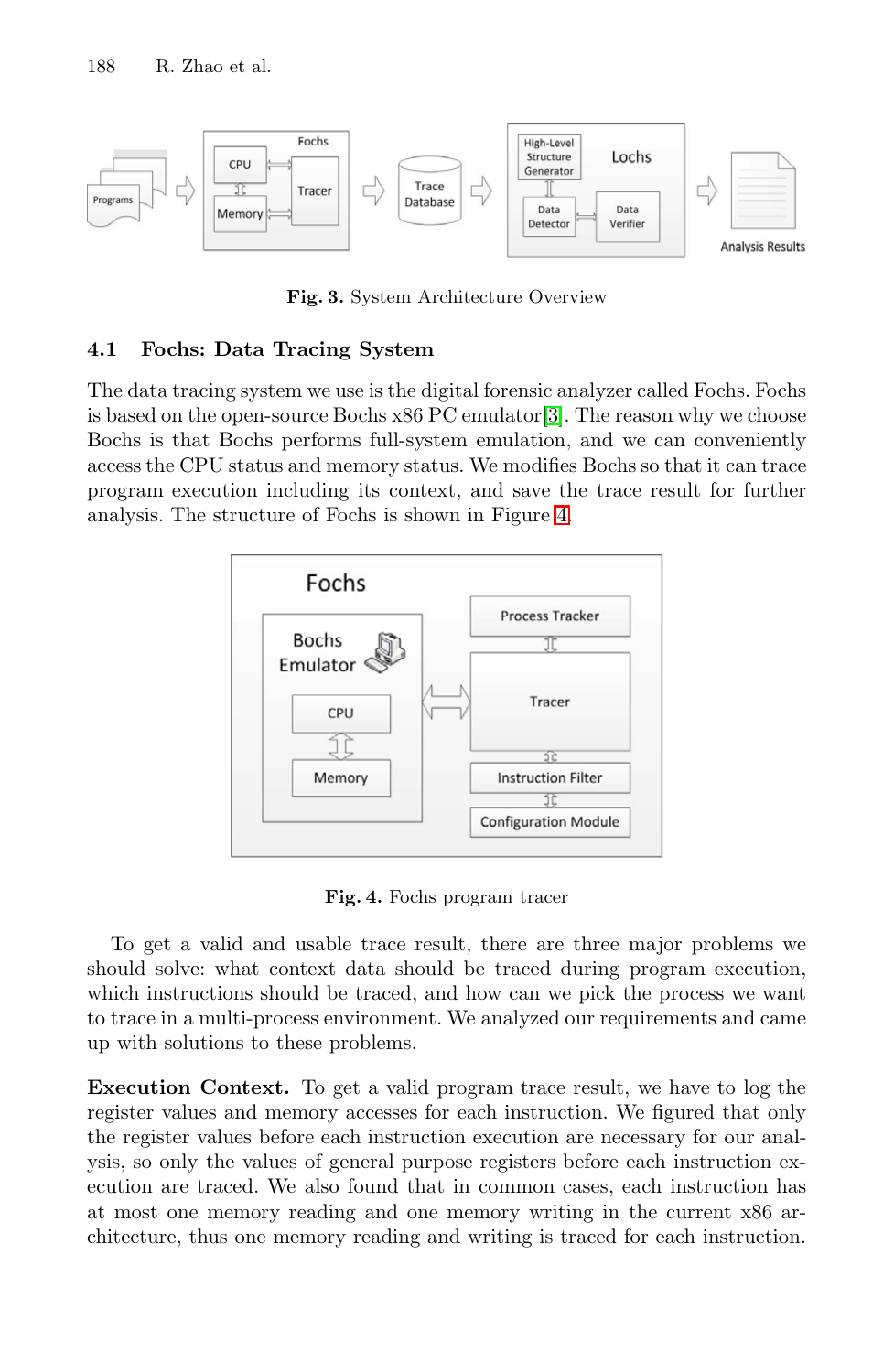Fig. 3. System Architecture Overview

### 4.1 Fochs: Data Tracing System

The data tracing system we use is the digital forensic analyzer called Fochs. Fochs is based on the open-source Bochs x86 PC emulator[3]. The reason why we choose Bochs is that Bochs performs full-system emulation, and we can conveniently access the CPU status and memory status. We modifies Bochs so that it can trace program execution including its context, and save the trace result for further analysis. The structure of Fochs is shown in Figure 4.

Fig. 4. Fochs program tracer

To get a valid and usable trace result, there are three major problems we should solve: what context data should be traced during program execution, which instructions should be traced, and how can we pick the process we want to trace in a multi-process environment. We analyzed our requirements and came up with solutions to these problems.

**Execution Context.** To get a valid program trace result, we have to log the register values and memory accesses for each instruction. We figured that only the register values before each instruction execution are necessary for our analysis, so only the values of general purpose registers before each instruction execution are traced. We also found that in common cases, each instruction has at most one memory reading and one memory writing in the current x86 architecture, thus one memory reading and writing is traced for each instruction.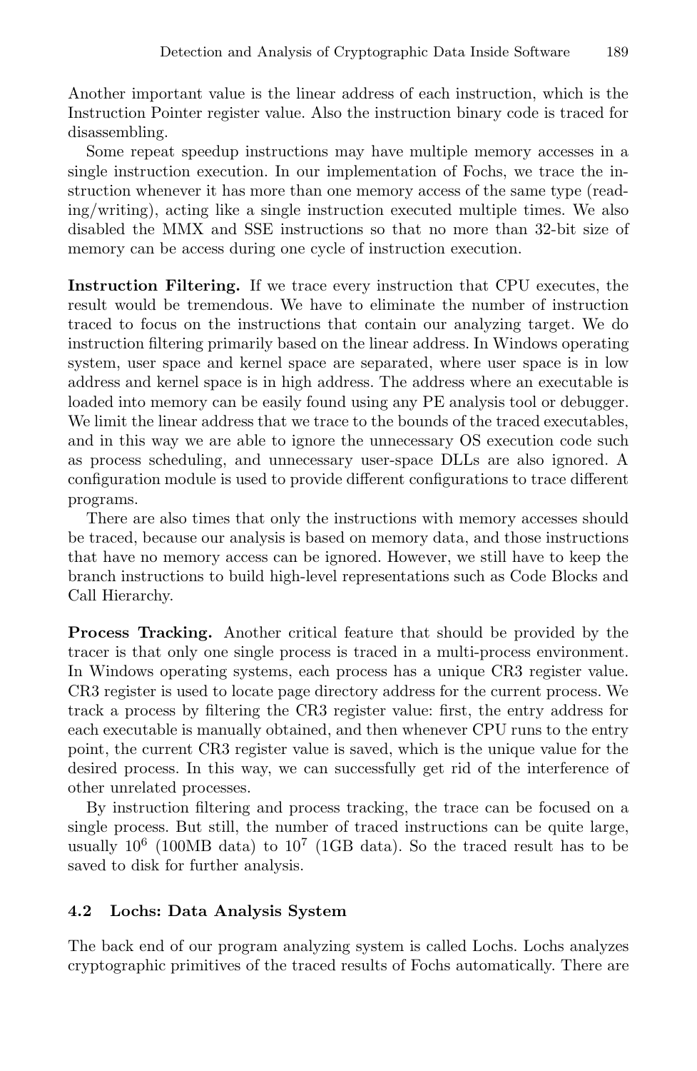Another important value is the linear address of each instruction, which is the Instruction Pointer register value. Also the instruction binary code is traced for disassembling.

Some repeat speedup instructions may have multiple memory accesses in a single instruction execution. In our implementation of Fochs, we trace the instruction whenever it has more than one memory access of the same type (reading/writing), acting like a single instruction executed multiple times. We also disabled the MMX and SSE instructions so that no more than 32-bit size of memory can be access during one cycle of instruction execution.

**Instruction Filtering.** If we trace every instruction that CPU executes, the result would be tremendous. We have to eliminate the number of instruction traced to focus on the instructions that contain our analyzing target. We do instruction filtering primarily based on the linear address. In Windows operating system, user space and kernel space are separated, where user space is in low address and kernel space is in high address. The address where an executable is loaded into memory can be easily found using any PE analysis tool or debugger. We limit the linear address that we trace to the bounds of the traced executables, and in this way we are able to ignore the unnecessary OS execution code such as process scheduling, and unnecessary user-space DLLs are also ignored. A configuration module is used to provide different configurations to trace different programs.

There are also times that only the instructions with memory accesses should be traced, because our analysis is based on memory data, and those instructions that have no memory access can be ignored. However, we still have to keep the branch instructions to build high-level representations such as Code Blocks and Call Hierarchy.

**Process Tracking.** Another critical feature that should be provided by the tracer is that only one single process is traced in a multi-process environment. In Windows operating systems, each process has a unique CR3 register value. CR3 register is used to locate page directory address for the current process. We track a process by filtering the CR3 register value: first, the entry address for each executable is manually obtained, and then whenever CPU runs to the entry point, the current CR3 register value is saved, which is the unique value for the desired process. In this way, we can successfully get rid of the interference of other unrelated processes.

By instruction filtering and process tracking, the trace can be focused on a single process. But still, the number of traced instructions can be quite large, usually $10^6$ (100MB data) to $10^7$ (1GB data). So the traced result has to be saved to disk for further analysis.

### 4.2 Lochs: Data Analysis System

The back end of our program analyzing system is called Lochs. Lochs analyzes cryptographic primitives of the traced results of Fochs automatically. There are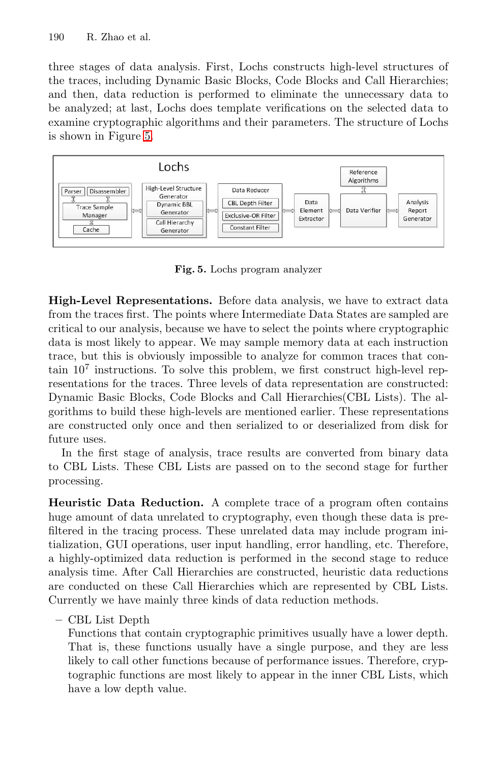three stages of data analysis. First, Lochs constructs high-level structures of the traces, including Dynamic Basic Blocks, Code Blocks and Call Hierarchies; and then, data reduction is performed to eliminate the unnecessary data to be analyzed; at last, Lochs does template verifications on the selected data to examine cryptographic algorithms and their parameters. The structure of Lochs is shown in Figure 5.

**Fig. 5.** Lochs program analyzer

**High-Level Representations.** Before data analysis, we have to extract data from the traces first. The points where Intermediate Data States are sampled are critical to our analysis, because we have to select the points where cryptographic data is most likely to appear. We may sample memory data at each instruction trace, but this is obviously impossible to analyze for common traces that contain $10^7$ instructions. To solve this problem, we first construct high-level representations for the traces. Three levels of data representation are constructed: Dynamic Basic Blocks, Code Blocks and Call Hierarchies(CBL Lists). The algorithms to build these high-levels are mentioned earlier. These representations are constructed only once and then serialized to or deserialized from disk for future uses.

In the first stage of analysis, trace results are converted from binary data to CBL Lists. These CBL Lists are passed on to the second stage for further processing.

**Heuristic Data Reduction.** A complete trace of a program often contains huge amount of data unrelated to cryptography, even though these data is pre-filtered in the tracing process. These unrelated data may include program initialization, GUI operations, user input handling, error handling, etc. Therefore, a highly-optimized data reduction is performed in the second stage to reduce analysis time. After Call Hierarchies are constructed, heuristic data reductions are conducted on these Call Hierarchies which are represented by CBL Lists. Currently we have mainly three kinds of data reduction methods.

- CBL List Depth
  Functions that contain cryptographic primitives usually have a lower depth. That is, these functions usually have a single purpose, and they are less likely to call other functions because of performance issues. Therefore, cryptographic functions are most likely to appear in the inner CBL Lists, which have a low depth value.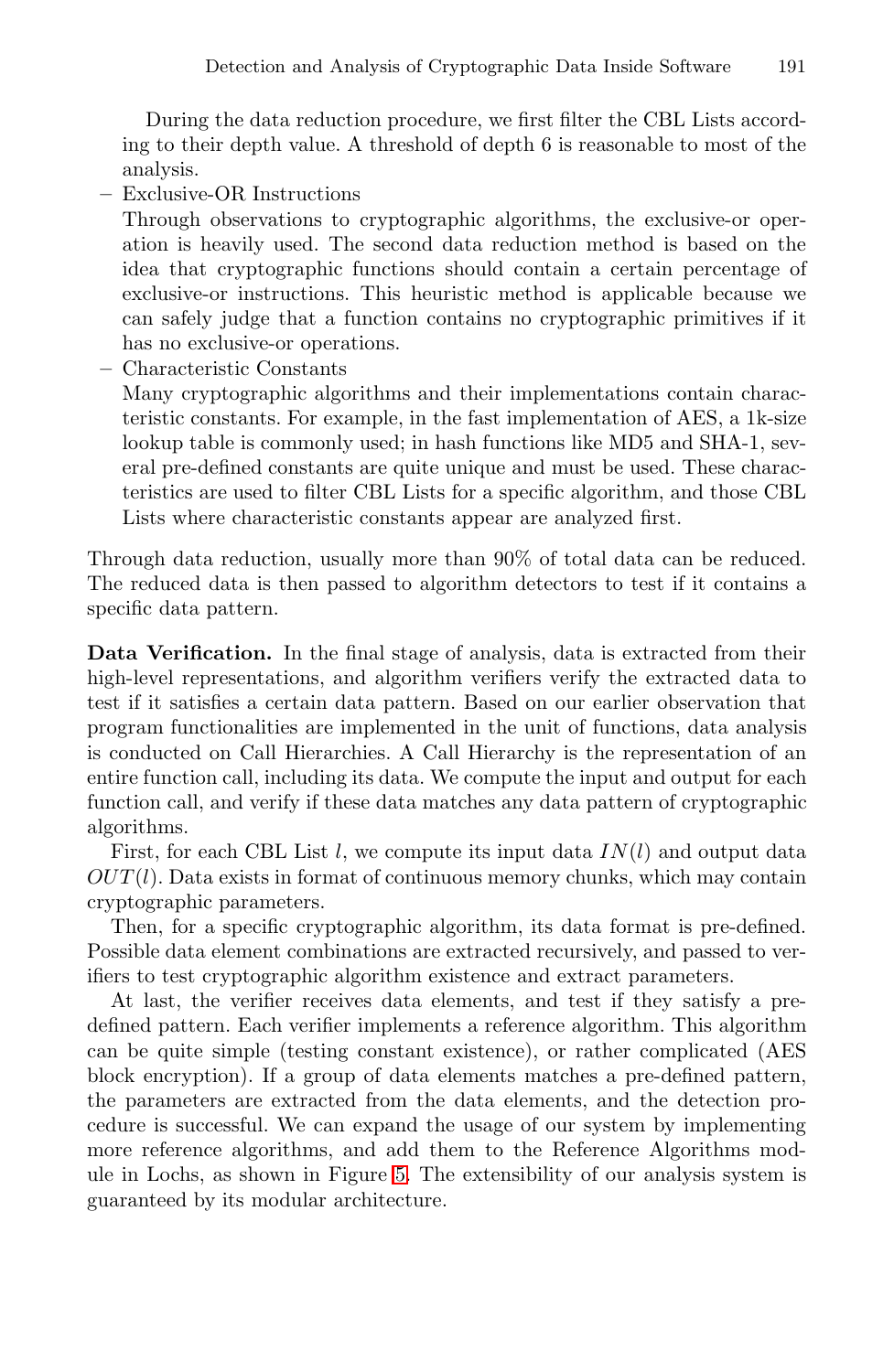During the data reduction procedure, we first filter the CBL Lists according to their depth value. A threshold of depth 6 is reasonable to most of the analysis.

- Exclusive-OR Instructions

  Through observations to cryptographic algorithms, the exclusive-or operation is heavily used. The second data reduction method is based on the idea that cryptographic functions should contain a certain percentage of exclusive-or instructions. This heuristic method is applicable because we can safely judge that a function contains no cryptographic primitives if it has no exclusive-or operations.
- Characteristic Constants

  Many cryptographic algorithms and their implementations contain characteristic constants. For example, in the fast implementation of AES, a 1k-size lookup table is commonly used; in hash functions like MD5 and SHA-1, several pre-defined constants are quite unique and must be used. These characteristics are used to filter CBL Lists for a specific algorithm, and those CBL Lists where characteristic constants appear are analyzed first.

Through data reduction, usually more than 90% of total data can be reduced. The reduced data is then passed to algorithm detectors to test if it contains a specific data pattern.

**Data Verification.** In the final stage of analysis, data is extracted from their high-level representations, and algorithm verifiers verify the extracted data to test if it satisfies a certain data pattern. Based on our earlier observation that program functionalities are implemented in the unit of functions, data analysis is conducted on Call Hierarchies. A Call Hierarchy is the representation of an entire function call, including its data. We compute the input and output for each function call, and verify if these data matches any data pattern of cryptographic algorithms.

First, for each CBL List $l$, we compute its input data $IN(l)$ and output data $OUT(l)$. Data exists in format of continuous memory chunks, which may contain cryptographic parameters.

Then, for a specific cryptographic algorithm, its data format is pre-defined. Possible data element combinations are extracted recursively, and passed to verifiers to test cryptographic algorithm existence and extract parameters.

At last, the verifier receives data elements, and test if they satisfy a pre-defined pattern. Each verifier implements a reference algorithm. This algorithm can be quite simple (testing constant existence), or rather complicated (AES block encryption). If a group of data elements matches a pre-defined pattern, the parameters are extracted from the data elements, and the detection procedure is successful. We can expand the usage of our system by implementing more reference algorithms, and add them to the Reference Algorithms module in Lochs, as shown in Figure 5. The extensibility of our analysis system is guaranteed by its modular architecture.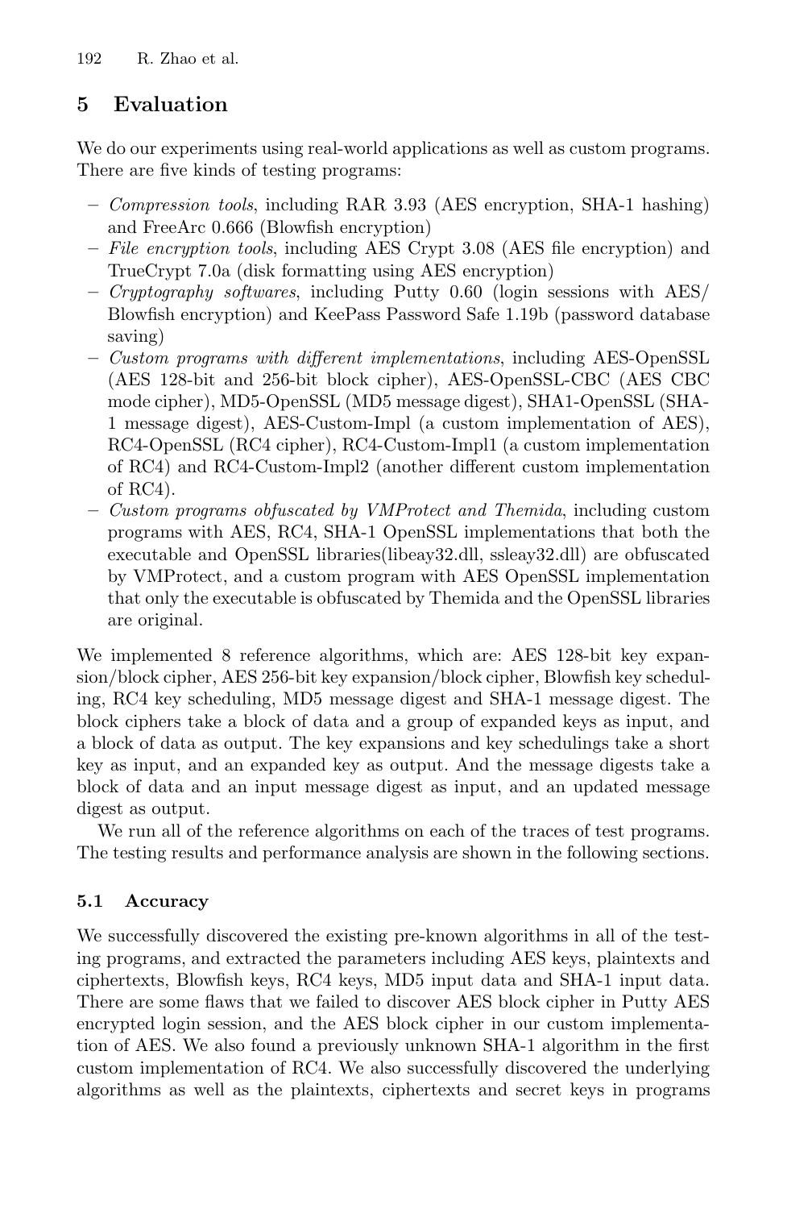## 5 Evaluation

We do our experiments using real-world applications as well as custom programs. There are five kinds of testing programs:

- *Compression tools*, including RAR 3.93 (AES encryption, SHA-1 hashing) and FreeArc 0.666 (Blowfish encryption)
- *File encryption tools*, including AES Crypt 3.08 (AES file encryption) and TrueCrypt 7.0a (disk formatting using AES encryption)
- *Cryptography softwares*, including Putty 0.60 (login sessions with AES/ Blowfish encryption) and KeePass Password Safe 1.19b (password database saving)
- *Custom programs with different implementations*, including AES-OpenSSL (AES 128-bit and 256-bit block cipher), AES-OpenSSL-CBC (AES CBC mode cipher), MD5-OpenSSL (MD5 message digest), SHA1-OpenSSL (SHA-1 message digest), AES-Custom-Impl (a custom implementation of AES), RC4-OpenSSL (RC4 cipher), RC4-Custom-Impl1 (a custom implementation of RC4) and RC4-Custom-Impl2 (another different custom implementation of RC4).
- *Custom programs obfuscated by VMProtect and Themida*, including custom programs with AES, RC4, SHA-1 OpenSSL implementations that both the executable and OpenSSL libraries(libeay32.dll, ssleay32.dll) are obfuscated by VMProtect, and a custom program with AES OpenSSL implementation that only the executable is obfuscated by Themida and the OpenSSL libraries are original.

We implemented 8 reference algorithms, which are: AES 128-bit key expansion/block cipher, AES 256-bit key expansion/block cipher, Blowfish key scheduling, RC4 key scheduling, MD5 message digest and SHA-1 message digest. The block ciphers take a block of data and a group of expanded keys as input, and a block of data as output. The key expansions and key schedulings take a short key as input, and an expanded key as output. And the message digests take a block of data and an input message digest as input, and an updated message digest as output.

We run all of the reference algorithms on each of the traces of test programs. The testing results and performance analysis are shown in the following sections.

### 5.1 Accuracy

We successfully discovered the existing pre-known algorithms in all of the testing programs, and extracted the parameters including AES keys, plaintexts and ciphertexts, Blowfish keys, RC4 keys, MD5 input data and SHA-1 input data. There are some flaws that we failed to discover AES block cipher in Putty AES encrypted login session, and the AES block cipher in our custom implementation of AES. We also found a previously unknown SHA-1 algorithm in the first custom implementation of RC4. We also successfully discovered the underlying algorithms as well as the plaintexts, ciphertexts and secret keys in programs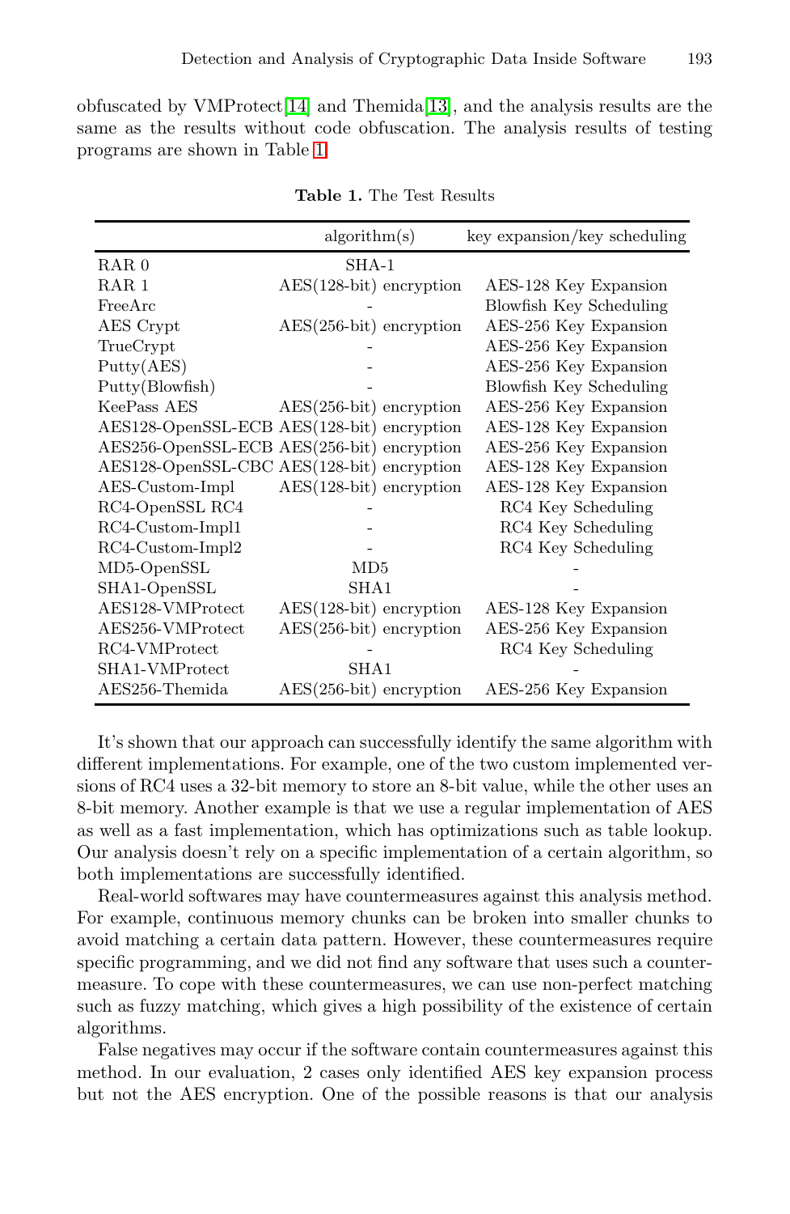obfuscated by VMProtect[14] and Themida[13], and the analysis results are the same as the results without code obfuscation. The analysis results of testing programs are shown in Table 1.

**Table 1.** The Test Results

| | algorithm(s) | key expansion/key scheduling |
|---|---|---|
| RAR 0 | SHA-1 | |
| RAR 1 | AES(128-bit) encryption | AES-128 Key Expansion |
| FreeArc | - | Blowfish Key Scheduling |
| AES Crypt | AES(256-bit) encryption | AES-256 Key Expansion |
| TrueCrypt | - | AES-256 Key Expansion |
| Putty(AES) | - | AES-256 Key Expansion |
| Putty(Blowfish) | - | Blowfish Key Scheduling |
| KeePass AES | AES(256-bit) encryption | AES-256 Key Expansion |
| AES128-OpenSSL-ECB | AES(128-bit) encryption | AES-128 Key Expansion |
| AES256-OpenSSL-ECB | AES(256-bit) encryption | AES-256 Key Expansion |
| AES128-OpenSSL-CBC | AES(128-bit) encryption | AES-128 Key Expansion |
| AES-Custom-Impl | AES(128-bit) encryption | AES-128 Key Expansion |
| RC4-OpenSSL RC4 | - | RC4 Key Scheduling |
| RC4-Custom-Impl1 | - | RC4 Key Scheduling |
| RC4-Custom-Impl2 | - | RC4 Key Scheduling |
| MD5-OpenSSL | MD5 | - |
| SHA1-OpenSSL | SHA1 | - |
| AES128-VMProtect | AES(128-bit) encryption | AES-128 Key Expansion |
| AES256-VMProtect | AES(256-bit) encryption | AES-256 Key Expansion |
| RC4-VMProtect | - | RC4 Key Scheduling |
| SHA1-VMProtect | SHA1 | - |
| AES256-Themida | AES(256-bit) encryption | AES-256 Key Expansion |

It's shown that our approach can successfully identify the same algorithm with different implementations. For example, one of the two custom implemented versions of RC4 uses a 32-bit memory to store an 8-bit value, while the other uses an 8-bit memory. Another example is that we use a regular implementation of AES as well as a fast implementation, which has optimizations such as table lookup. Our analysis doesn't rely on a specific implementation of a certain algorithm, so both implementations are successfully identified.

Real-world softwares may have countermeasures against this analysis method. For example, continuous memory chunks can be broken into smaller chunks to avoid matching a certain data pattern. However, these countermeasures require specific programming, and we did not find any software that uses such a countermeasure. To cope with these countermeasures, we can use non-perfect matching such as fuzzy matching, which gives a high possibility of the existence of certain algorithms.

False negatives may occur if the software contain countermeasures against this method. In our evaluation, 2 cases only identified AES key expansion process but not the AES encryption. One of the possible reasons is that our analysis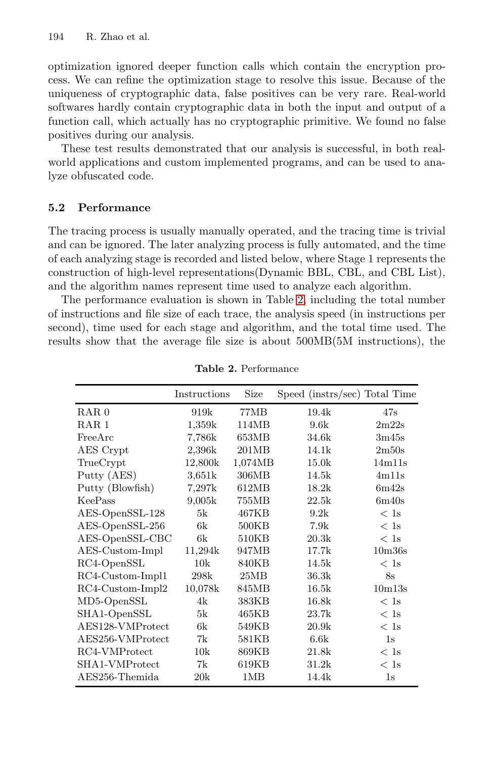optimization ignored deeper function calls which contain the encryption process. We can refine the optimization stage to resolve this issue. Because of the uniqueness of cryptographic data, false positives can be very rare. Real-world softwares hardly contain cryptographic data in both the input and output of a function call, which actually has no cryptographic primitive. We found no false positives during our analysis.

These test results demonstrated that our analysis is successful, in both real-world applications and custom implemented programs, and can be used to analyze obfuscated code.

### 5.2 Performance

The tracing process is usually manually operated, and the tracing time is trivial and can be ignored. The later analyzing process is fully automated, and the time of each analyzing stage is recorded and listed below, where Stage 1 represents the construction of high-level representations(Dynamic BBL, CBL, and CBL List), and the algorithm names represent time used to analyze each algorithm.

The performance evaluation is shown in Table 2, including the total number of instructions and file size of each trace, the analysis speed (in instructions per second), time used for each stage and algorithm, and the total time used. The results show that the average file size is about 500MB(5M instructions), the

**Table 2.** Performance

| | Instructions | Size | Speed (instrs/sec) | Total Time |
|---|---|---|---|---|
| RAR 0 | 919k | 77MB | 19.4k | 47s |
| RAR 1 | 1,359k | 114MB | 9.6k | 2m22s |
| FreeArc | 7,786k | 653MB | 34.6k | 3m45s |
| AES Crypt | 2,396k | 201MB | 14.1k | 2m50s |
| TrueCrypt | 12,800k | 1,074MB | 15.0k | 14m11s |
| Putty (AES) | 3,651k | 306MB | 14.5k | 4m11s |
| Putty (Blowfish) | 7,297k | 612MB | 18.2k | 6m42s |
| KeePass | 9,005k | 755MB | 22.5k | 6m40s |
| AES-OpenSSL-128 | 5k | 467KB | 9.2k | < 1s |
| AES-OpenSSL-256 | 6k | 500KB | 7.9k | < 1s |
| AES-OpenSSL-CBC | 6k | 510KB | 20.3k | < 1s |
| AES-Custom-Impl | 11,294k | 947MB | 17.7k | 10m36s |
| RC4-OpenSSL | 10k | 840KB | 14.5k | < 1s |
| RC4-Custom-Impl1 | 298k | 25MB | 36.3k | 8s |
| RC4-Custom-Impl2 | 10,078k | 845MB | 16.5k | 10m13s |
| MD5-OpenSSL | 4k | 383KB | 16.8k | < 1s |
| SHA1-OpenSSL | 5k | 465KB | 23.7k | < 1s |
| AES128-VMProtect | 6k | 549KB | 20.9k | < 1s |
| AES256-VMProtect | 7k | 581KB | 6.6k | 1s |
| RC4-VMProtect | 10k | 869KB | 21.8k | < 1s |
| SHA1-VMProtect | 7k | 619KB | 31.2k | < 1s |
| AES256-Themida | 20k | 1MB | 14.4k | 1s |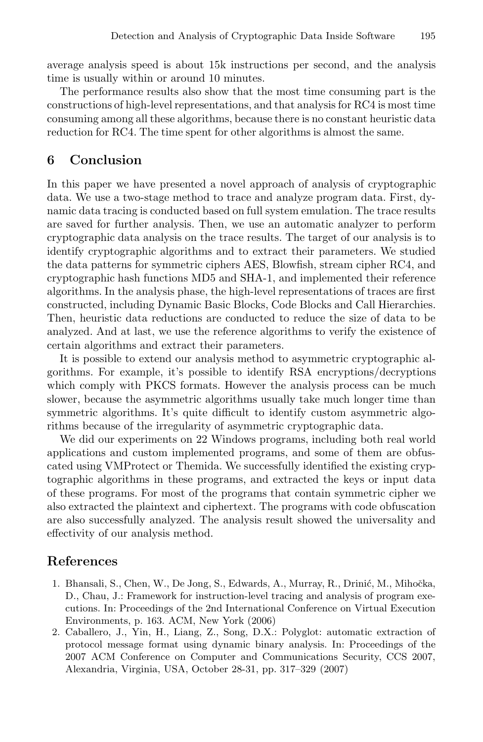average analysis speed is about 15k instructions per second, and the analysis time is usually within or around 10 minutes.

The performance results also show that the most time consuming part is the constructions of high-level representations, and that analysis for RC4 is most time consuming among all these algorithms, because there is no constant heuristic data reduction for RC4. The time spent for other algorithms is almost the same.

## 6 Conclusion

In this paper we have presented a novel approach of analysis of cryptographic data. We use a two-stage method to trace and analyze program data. First, dynamic data tracing is conducted based on full system emulation. The trace results are saved for further analysis. Then, we use an automatic analyzer to perform cryptographic data analysis on the trace results. The target of our analysis is to identify cryptographic algorithms and to extract their parameters. We studied the data patterns for symmetric ciphers AES, Blowfish, stream cipher RC4, and cryptographic hash functions MD5 and SHA-1, and implemented their reference algorithms. In the analysis phase, the high-level representations of traces are first constructed, including Dynamic Basic Blocks, Code Blocks and Call Hierarchies. Then, heuristic data reductions are conducted to reduce the size of data to be analyzed. And at last, we use the reference algorithms to verify the existence of certain algorithms and extract their parameters.

It is possible to extend our analysis method to asymmetric cryptographic algorithms. For example, it's possible to identify RSA encryptions/decryptions which comply with PKCS formats. However the analysis process can be much slower, because the asymmetric algorithms usually take much longer time than symmetric algorithms. It's quite difficult to identify custom asymmetric algorithms because of the irregularity of asymmetric cryptographic data.

We did our experiments on 22 Windows programs, including both real world applications and custom implemented programs, and some of them are obfuscated using VMProtect or Themida. We successfully identified the existing cryptographic algorithms in these programs, and extracted the keys or input data of these programs. For most of the programs that contain symmetric cipher we also extracted the plaintext and ciphertext. The programs with code obfuscation are also successfully analyzed. The analysis result showed the universality and effectivity of our analysis method.

## References

1. Bhansali, S., Chen, W., De Jong, S., Edwards, A., Murray, R., Drinić, M., Mihočka, D., Chau, J.: Framework for instruction-level tracing and analysis of program executions. In: Proceedings of the 2nd International Conference on Virtual Execution Environments, p. 163. ACM, New York (2006)
2. Caballero, J., Yin, H., Liang, Z., Song, D.X.: Polyglot: automatic extraction of protocol message format using dynamic binary analysis. In: Proceedings of the 2007 ACM Conference on Computer and Communications Security, CCS 2007, Alexandria, Virginia, USA, October 28-31, pp. 317–329 (2007)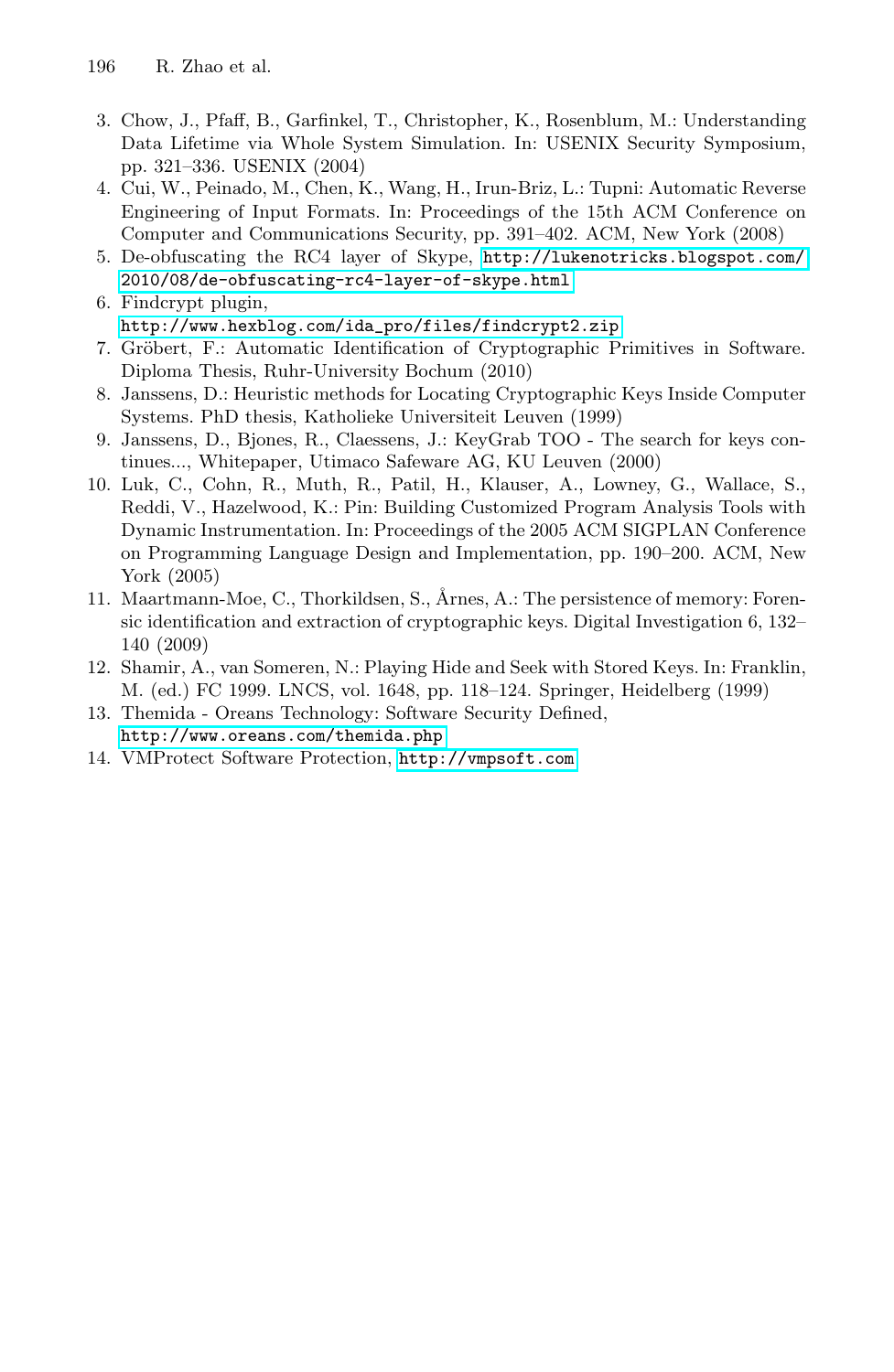3. Chow, J., Pfaff, B., Garfinkel, T., Christopher, K., Rosenblum, M.: Understanding Data Lifetime via Whole System Simulation. In: USENIX Security Symposium, pp. 321–336. USENIX (2004)
4. Cui, W., Peinado, M., Chen, K., Wang, H., Irun-Briz, L.: Tupni: Automatic Reverse Engineering of Input Formats. In: Proceedings of the 15th ACM Conference on Computer and Communications Security, pp. 391–402. ACM, New York (2008)
5. De-obfuscating the RC4 layer of Skype, http://lukenotricks.blogspot.com/2010/08/de-obfuscating-rc4-layer-of-skype.html
6. Findcrypt plugin, http://www.hexblog.com/ida_pro/files/findcrypt2.zip
7. Gröbert, F.: Automatic Identification of Cryptographic Primitives in Software. Diploma Thesis, Ruhr-University Bochum (2010)
8. Janssens, D.: Heuristic methods for Locating Cryptographic Keys Inside Computer Systems. PhD thesis, Katholieke Universiteit Leuven (1999)
9. Janssens, D., Bjones, R., Claessens, J.: KeyGrab TOO - The search for keys continues..., Whitepaper, Utimaco Safeware AG, KU Leuven (2000)
10. Luk, C., Cohn, R., Muth, R., Patil, H., Klauser, A., Lowney, G., Wallace, S., Reddi, V., Hazelwood, K.: Pin: Building Customized Program Analysis Tools with Dynamic Instrumentation. In: Proceedings of the 2005 ACM SIGPLAN Conference on Programming Language Design and Implementation, pp. 190–200. ACM, New York (2005)
11. Maartmann-Moe, C., Thorkildsen, S., Årnes, A.: The persistence of memory: Forensic identification and extraction of cryptographic keys. Digital Investigation 6, 132–140 (2009)
12. Shamir, A., van Someren, N.: Playing Hide and Seek with Stored Keys. In: Franklin, M. (ed.) FC 1999. LNCS, vol. 1648, pp. 118–124. Springer, Heidelberg (1999)
13. Themida - Oreans Technology: Software Security Defined, http://www.oreans.com/themida.php
14. VMProtect Software Protection, http://vmpsoft.com